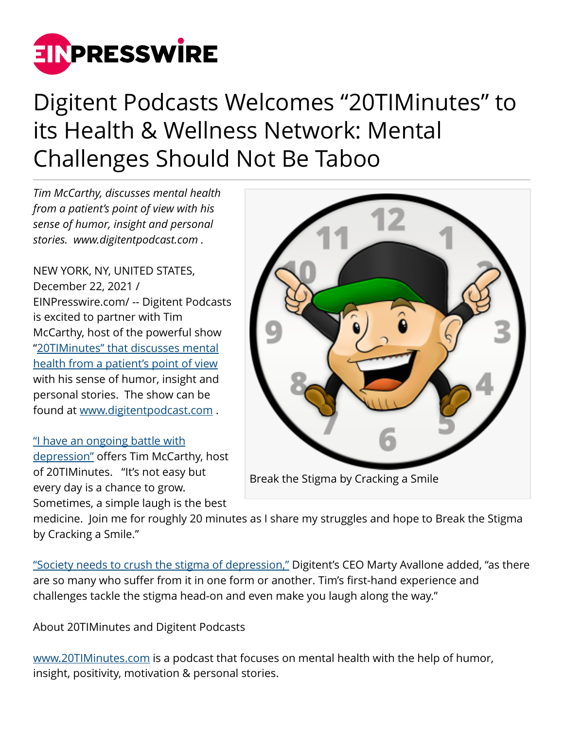# Digitent Podcasts Welcomes "20TIMinutes" to its Health & Wellness Network: Mental Challenges Should Not Be Taboo

*Tim McCarthy, discusses mental health from a patient's point of view with his sense of humor, insight and personal stories. www.digitentpodcast.com .*

Break the Stigma by Cracking a Smile

NEW YORK, NY, UNITED STATES, December 22, 2021 / EINPresswire.com/ -- Digitent Podcasts is excited to partner with Tim McCarthy, host of the powerful show "20TIMinutes" that discusses mental health from a patient's point of view with his sense of humor, insight and personal stories. The show can be found at www.digitentpodcast.com .

"I have an ongoing battle with depression" offers Tim McCarthy, host of 20TIMinutes. "It's not easy but every day is a chance to grow. Sometimes, a simple laugh is the best medicine. Join me for roughly 20 minutes as I share my struggles and hope to Break the Stigma by Cracking a Smile."

"Society needs to crush the stigma of depression," Digitent's CEO Marty Avallone added, "as there are so many who suffer from it in one form or another. Tim's first-hand experience and challenges tackle the stigma head-on and even make you laugh along the way."

About 20TIMinutes and Digitent Podcasts

www.20TIMinutes.com is a podcast that focuses on mental health with the help of humor, insight, positivity, motivation & personal stories.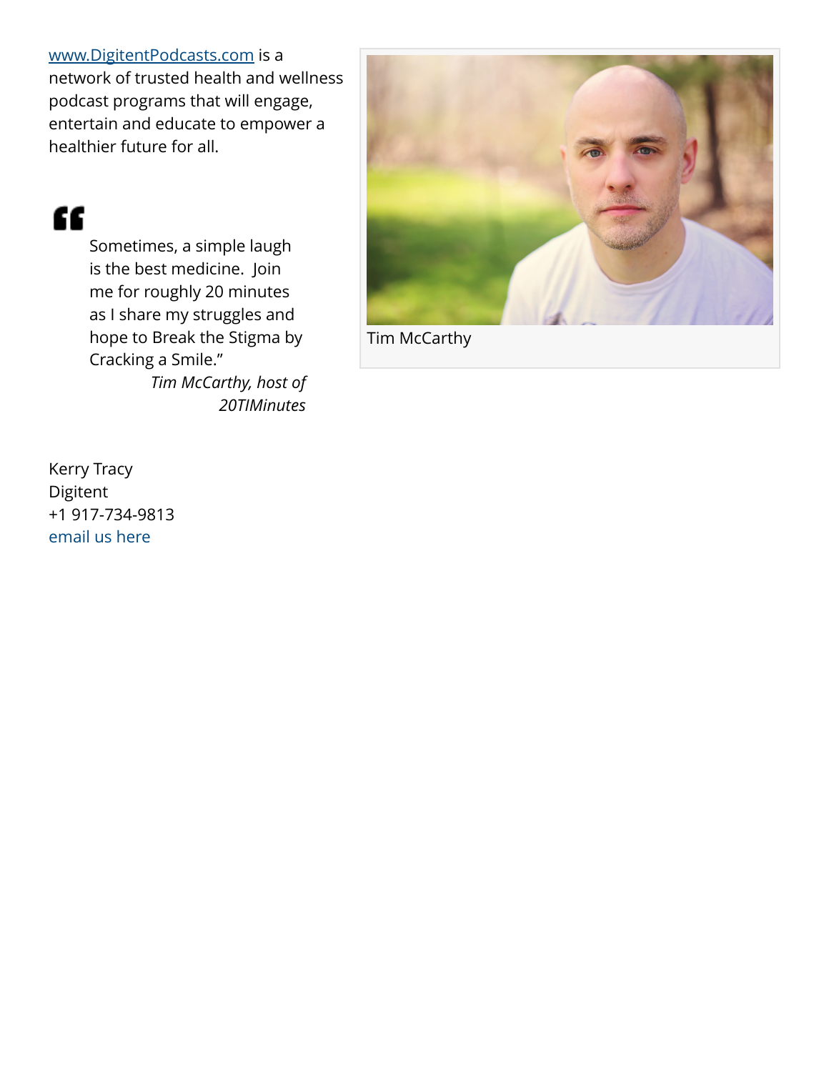www.DigitentPodcasts.com is a network of trusted health and wellness podcast programs that will engage, entertain and educate to empower a healthier future for all.

> Sometimes, a simple laugh is the best medicine. Join me for roughly 20 minutes as I share my struggles and hope to Break the Stigma by Cracking a Smile."
>
> *Tim McCarthy, host of 20TIMinutes*

Tim McCarthy

Kerry Tracy
Digitent
+1 917-734-9813
email us here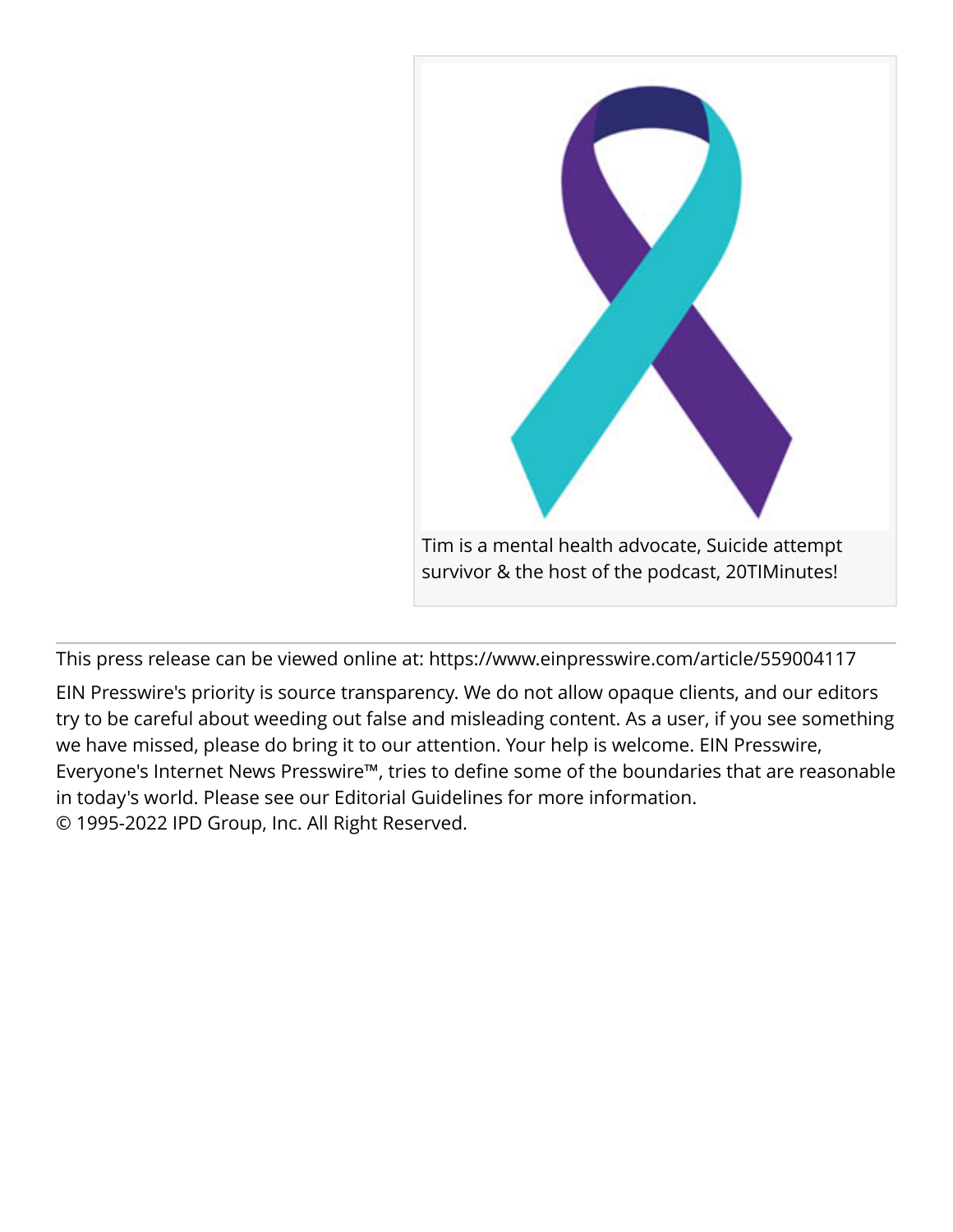Tim is a mental health advocate, Suicide attempt survivor & the host of the podcast, 20TIMinutes!

---

This press release can be viewed online at: https://www.einpresswire.com/article/559004117

EIN Presswire's priority is source transparency. We do not allow opaque clients, and our editors try to be careful about weeding out false and misleading content. As a user, if you see something we have missed, please do bring it to our attention. Your help is welcome. EIN Presswire, Everyone's Internet News Presswire™, tries to define some of the boundaries that are reasonable in today's world. Please see our Editorial Guidelines for more information.
© 1995-2022 IPD Group, Inc. All Right Reserved.